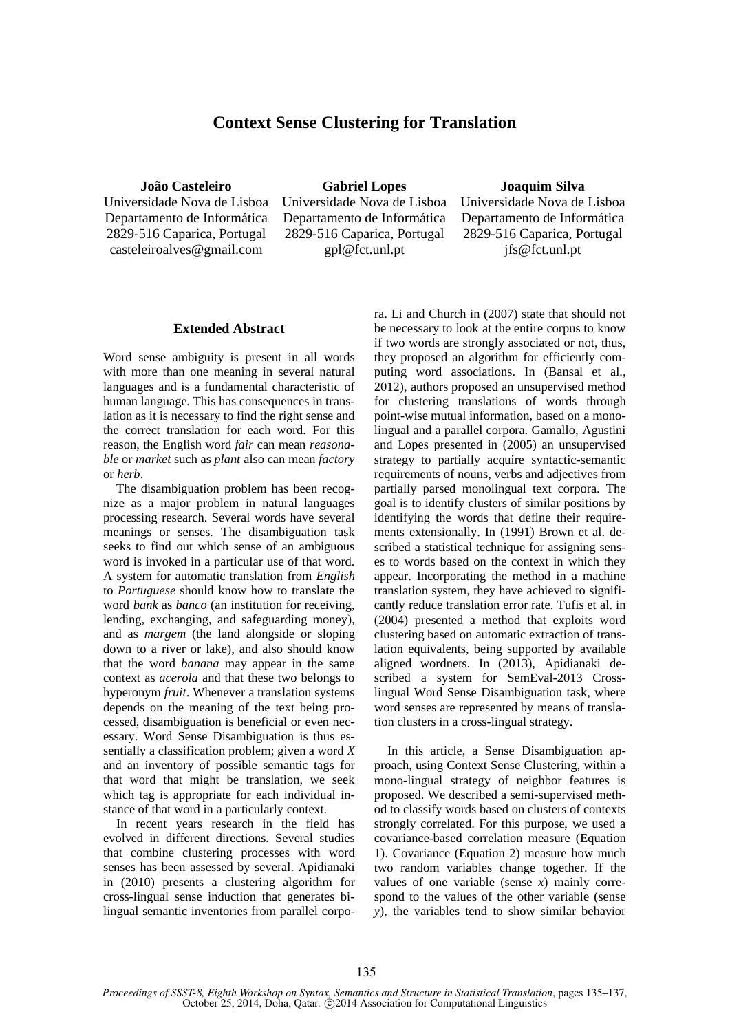# Context Sense Clustering for Translation

**João Casteleiro**
Universidade Nova de Lisboa
Departamento de Informática
2829-516 Caparica, Portugal
casteleiroalves@gmail.com

**Gabriel Lopes**
Universidade Nova de Lisboa
Departamento de Informática
2829-516 Caparica, Portugal
gpl@fct.unl.pt

**Joaquim Silva**
Universidade Nova de Lisboa
Departamento de Informática
2829-516 Caparica, Portugal
jfs@fct.unl.pt

## Extended Abstract

Word sense ambiguity is present in all words with more than one meaning in several natural languages and is a fundamental characteristic of human language. This has consequences in translation as it is necessary to find the right sense and the correct translation for each word. For this reason, the English word *fair* can mean *reasonable* or *market* such as *plant* also can mean *factory* or *herb*.

The disambiguation problem has been recognize as a major problem in natural languages processing research. Several words have several meanings or senses. The disambiguation task seeks to find out which sense of an ambiguous word is invoked in a particular use of that word. A system for automatic translation from *English* to *Portuguese* should know how to translate the word *bank* as *banco* (an institution for receiving, lending, exchanging, and safeguarding money), and as *margem* (the land alongside or sloping down to a river or lake), and also should know that the word *banana* may appear in the same context as *acerola* and that these two belongs to hyperonym *fruit*. Whenever a translation systems depends on the meaning of the text being processed, disambiguation is beneficial or even necessary. Word Sense Disambiguation is thus essentially a classification problem; given a word *X* and an inventory of possible semantic tags for that word that might be translation, we seek which tag is appropriate for each individual instance of that word in a particularly context.

In recent years research in the field has evolved in different directions. Several studies that combine clustering processes with word senses has been assessed by several. Apidianaki in (2010) presents a clustering algorithm for cross-lingual sense induction that generates bilingual semantic inventories from parallel corpora. Li and Church in (2007) state that should not be necessary to look at the entire corpus to know if two words are strongly associated or not, thus, they proposed an algorithm for efficiently computing word associations. In (Bansal et al., 2012), authors proposed an unsupervised method for clustering translations of words through point-wise mutual information, based on a monolingual and a parallel corpora. Gamallo, Agustini and Lopes presented in (2005) an unsupervised strategy to partially acquire syntactic-semantic requirements of nouns, verbs and adjectives from partially parsed monolingual text corpora. The goal is to identify clusters of similar positions by identifying the words that define their requirements extensionally. In (1991) Brown et al. described a statistical technique for assigning senses to words based on the context in which they appear. Incorporating the method in a machine translation system, they have achieved to significantly reduce translation error rate. Tufis et al. in (2004) presented a method that exploits word clustering based on automatic extraction of translation equivalents, being supported by available aligned wordnets. In (2013), Apidianaki described a system for SemEval-2013 Cross-lingual Word Sense Disambiguation task, where word senses are represented by means of translation clusters in a cross-lingual strategy.

In this article, a Sense Disambiguation approach, using Context Sense Clustering, within a mono-lingual strategy of neighbor features is proposed. We described a semi-supervised method to classify words based on clusters of contexts strongly correlated. For this purpose, we used a covariance-based correlation measure (Equation 1). Covariance (Equation 2) measure how much two random variables change together. If the values of one variable (sense *x*) mainly correspond to the values of the other variable (sense *y*), the variables tend to show similar behavior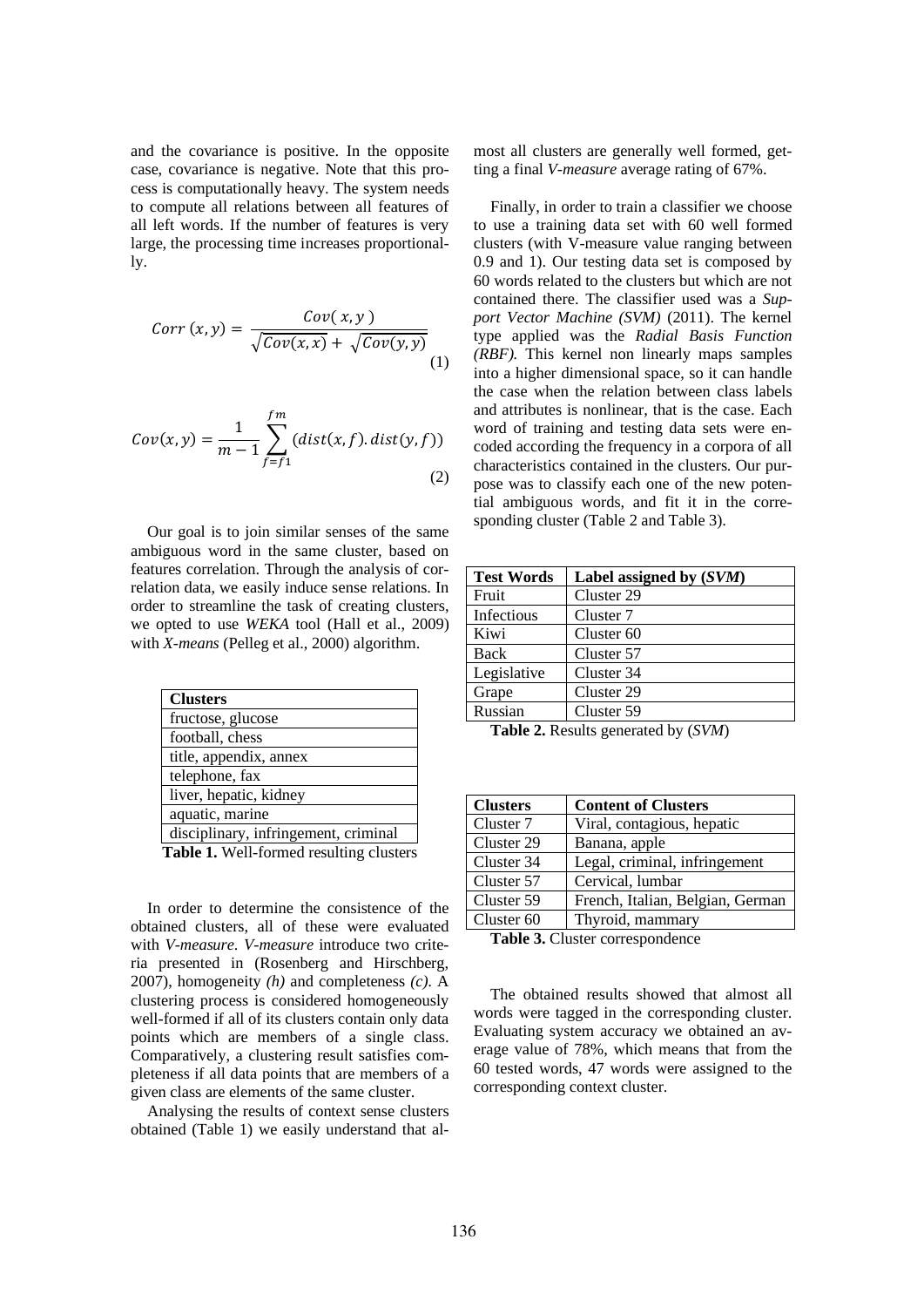and the covariance is positive. In the opposite case, covariance is negative. Note that this process is computationally heavy. The system needs to compute all relations between all features of all left words. If the number of features is very large, the processing time increases proportionally.

$$Corr\,(x,y) = \frac{Cov(\,x,y\,)}{\sqrt{Cov(x,x)} + \sqrt{Cov(y,y)}} \tag{1}$$

$$Cov(x,y) = \frac{1}{m-1}\sum_{f=f1}^{fm}(dist(x,f).\,dist(y,f)) \tag{2}$$

Our goal is to join similar senses of the same ambiguous word in the same cluster, based on features correlation. Through the analysis of correlation data, we easily induce sense relations. In order to streamline the task of creating clusters, we opted to use *WEKA* tool (Hall et al., 2009) with *X-means* (Pelleg et al., 2000) algorithm.

| **Clusters** |
|---|
| fructose, glucose |
| football, chess |
| title, appendix, annex |
| telephone, fax |
| liver, hepatic, kidney |
| aquatic, marine |
| disciplinary, infringement, criminal |

**Table 1.** Well-formed resulting clusters

In order to determine the consistence of the obtained clusters, all of these were evaluated with *V-measure*. *V-measure* introduce two criteria presented in (Rosenberg and Hirschberg, 2007), homogeneity *(h)* and completeness *(c)*. A clustering process is considered homogeneously well-formed if all of its clusters contain only data points which are members of a single class. Comparatively, a clustering result satisfies completeness if all data points that are members of a given class are elements of the same cluster.

Analysing the results of context sense clusters obtained (Table 1) we easily understand that almost all clusters are generally well formed, getting a final *V-measure* average rating of 67%.

Finally, in order to train a classifier we choose to use a training data set with 60 well formed clusters (with V-measure value ranging between 0.9 and 1). Our testing data set is composed by 60 words related to the clusters but which are not contained there. The classifier used was a *Support Vector Machine (SVM)* (2011). The kernel type applied was the *Radial Basis Function (RBF).* This kernel non linearly maps samples into a higher dimensional space, so it can handle the case when the relation between class labels and attributes is nonlinear, that is the case. Each word of training and testing data sets were encoded according the frequency in a corpora of all characteristics contained in the clusters. Our purpose was to classify each one of the new potential ambiguous words, and fit it in the corresponding cluster (Table 2 and Table 3).

| **Test Words** | **Label assigned by (*SVM*)** |
|---|---|
| Fruit | Cluster 29 |
| Infectious | Cluster 7 |
| Kiwi | Cluster 60 |
| Back | Cluster 57 |
| Legislative | Cluster 34 |
| Grape | Cluster 29 |
| Russian | Cluster 59 |

**Table 2.** Results generated by (*SVM*)

| **Clusters** | **Content of Clusters** |
|---|---|
| Cluster 7 | Viral, contagious, hepatic |
| Cluster 29 | Banana, apple |
| Cluster 34 | Legal, criminal, infringement |
| Cluster 57 | Cervical, lumbar |
| Cluster 59 | French, Italian, Belgian, German |
| Cluster 60 | Thyroid, mammary |

**Table 3.** Cluster correspondence

The obtained results showed that almost all words were tagged in the corresponding cluster. Evaluating system accuracy we obtained an average value of 78%, which means that from the 60 tested words, 47 words were assigned to the corresponding context cluster.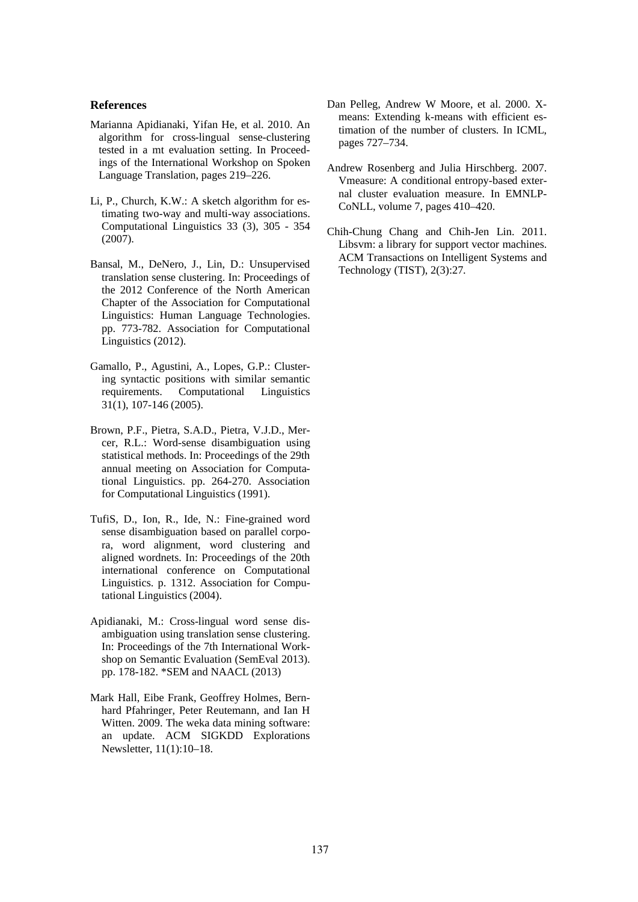## References

Marianna Apidianaki, Yifan He, et al. 2010. An algorithm for cross-lingual sense-clustering tested in a mt evaluation setting. In Proceedings of the International Workshop on Spoken Language Translation, pages 219–226.

Li, P., Church, K.W.: A sketch algorithm for estimating two-way and multi-way associations. Computational Linguistics 33 (3), 305 - 354 (2007).

Bansal, M., DeNero, J., Lin, D.: Unsupervised translation sense clustering. In: Proceedings of the 2012 Conference of the North American Chapter of the Association for Computational Linguistics: Human Language Technologies. pp. 773-782. Association for Computational Linguistics (2012).

Gamallo, P., Agustini, A., Lopes, G.P.: Clustering syntactic positions with similar semantic requirements. Computational Linguistics 31(1), 107-146 (2005).

Brown, P.F., Pietra, S.A.D., Pietra, V.J.D., Mercer, R.L.: Word-sense disambiguation using statistical methods. In: Proceedings of the 29th annual meeting on Association for Computational Linguistics. pp. 264-270. Association for Computational Linguistics (1991).

TufiS, D., Ion, R., Ide, N.: Fine-grained word sense disambiguation based on parallel corpora, word alignment, word clustering and aligned wordnets. In: Proceedings of the 20th international conference on Computational Linguistics. p. 1312. Association for Computational Linguistics (2004).

Apidianaki, M.: Cross-lingual word sense disambiguation using translation sense clustering. In: Proceedings of the 7th International Workshop on Semantic Evaluation (SemEval 2013). pp. 178-182. *SEM and NAACL (2013)

Mark Hall, Eibe Frank, Geoffrey Holmes, Bernhard Pfahringer, Peter Reutemann, and Ian H Witten. 2009. The weka data mining software: an update. ACM SIGKDD Explorations Newsletter, 11(1):10–18.

Dan Pelleg, Andrew W Moore, et al. 2000. X-means: Extending k-means with efficient estimation of the number of clusters. In ICML, pages 727–734.

Andrew Rosenberg and Julia Hirschberg. 2007. Vmeasure: A conditional entropy-based external cluster evaluation measure. In EMNLP-CoNLL, volume 7, pages 410–420.

Chih-Chung Chang and Chih-Jen Lin. 2011. Libsvm: a library for support vector machines. ACM Transactions on Intelligent Systems and Technology (TIST), 2(3):27.